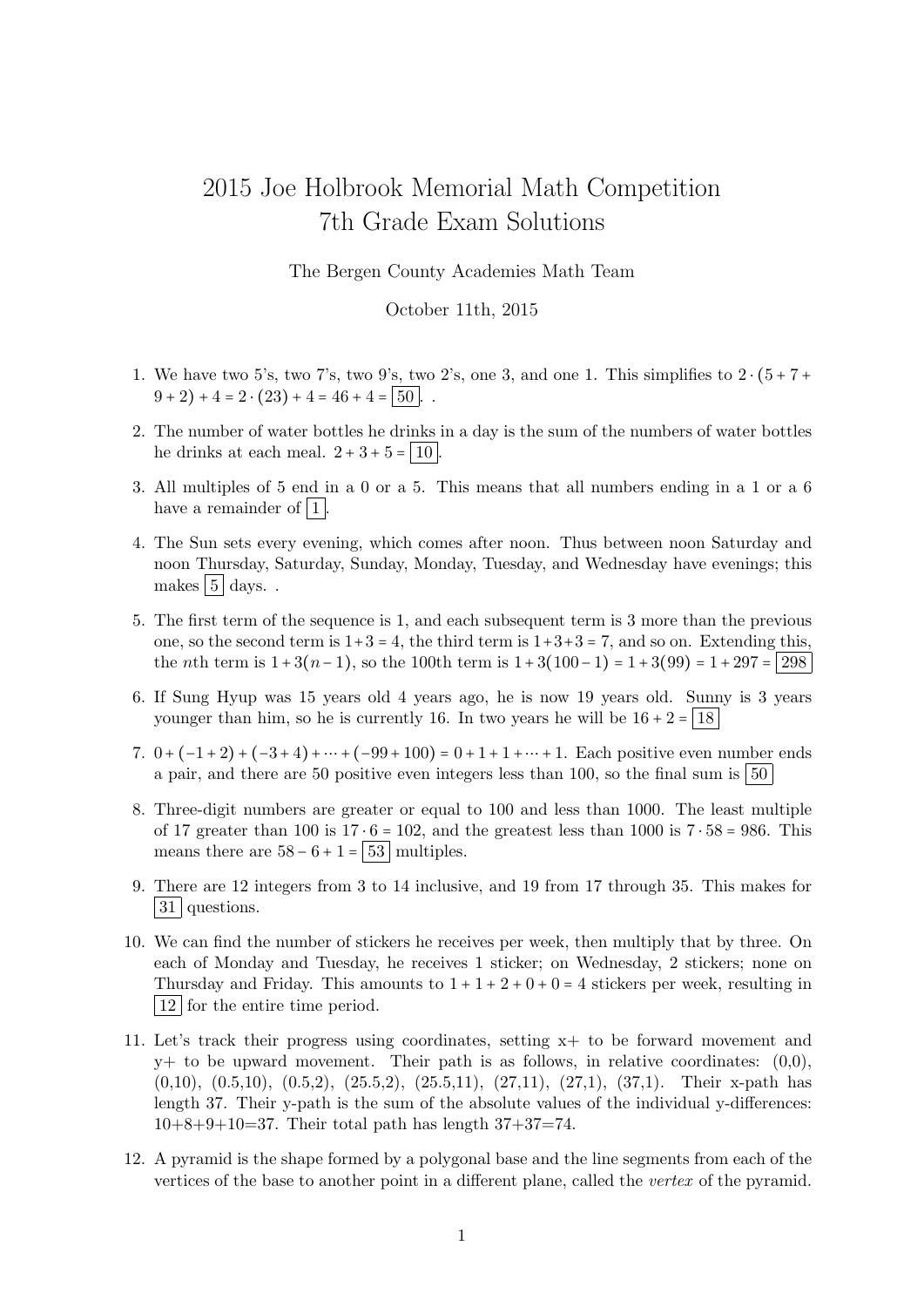# 2015 Joe Holbrook Memorial Math Competition
# 7th Grade Exam Solutions

The Bergen County Academies Math Team

October 11th, 2015

1. We have two 5's, two 7's, two 9's, two 2's, one 3, and one 1. This simplifies to $2 \cdot (5+7+9+2) + 4 = 2 \cdot (23) + 4 = 46 + 4 = \boxed{50}$. .

2. The number of water bottles he drinks in a day is the sum of the numbers of water bottles he drinks at each meal. $2 + 3 + 5 = \boxed{10}$.

3. All multiples of 5 end in a 0 or a 5. This means that all numbers ending in a 1 or a 6 have a remainder of $\boxed{1}$.

4. The Sun sets every evening, which comes after noon. Thus between noon Saturday and noon Thursday, Saturday, Sunday, Monday, Tuesday, and Wednesday have evenings; this makes $\boxed{5}$ days. .

5. The first term of the sequence is 1, and each subsequent term is 3 more than the previous one, so the second term is $1+3=4$, the third term is $1+3+3=7$, and so on. Extending this, the $n$th term is $1+3(n-1)$, so the 100th term is $1+3(100-1) = 1+3(99) = 1+297 = \boxed{298}$

6. If Sung Hyup was 15 years old 4 years ago, he is now 19 years old. Sunny is 3 years younger than him, so he is currently 16. In two years he will be $16 + 2 = \boxed{18}$

7. $0 + (-1+2) + (-3+4) + \cdots + (-99+100) = 0 + 1 + 1 + \cdots + 1$. Each positive even number ends a pair, and there are 50 positive even integers less than 100, so the final sum is $\boxed{50}$

8. Three-digit numbers are greater or equal to 100 and less than 1000. The least multiple of 17 greater than 100 is $17 \cdot 6 = 102$, and the greatest less than 1000 is $7 \cdot 58 = 986$. This means there are $58 - 6 + 1 = \boxed{53}$ multiples.

9. There are 12 integers from 3 to 14 inclusive, and 19 from 17 through 35. This makes for $\boxed{31}$ questions.

10. We can find the number of stickers he receives per week, then multiply that by three. On each of Monday and Tuesday, he receives 1 sticker; on Wednesday, 2 stickers; none on Thursday and Friday. This amounts to $1+1+2+0+0 = 4$ stickers per week, resulting in $\boxed{12}$ for the entire time period.

11. Let's track their progress using coordinates, setting x+ to be forward movement and y+ to be upward movement. Their path is as follows, in relative coordinates: (0,0), (0,10), (0.5,10), (0.5,2), (25.5,2), (25.5,11), (27,11), (27,1), (37,1). Their x-path has length 37. Their y-path is the sum of the absolute values of the individual y-differences: 10+8+9+10=37. Their total path has length 37+37=74.

12. A pyramid is the shape formed by a polygonal base and the line segments from each of the vertices of the base to another point in a different plane, called the *vertex* of the pyramid.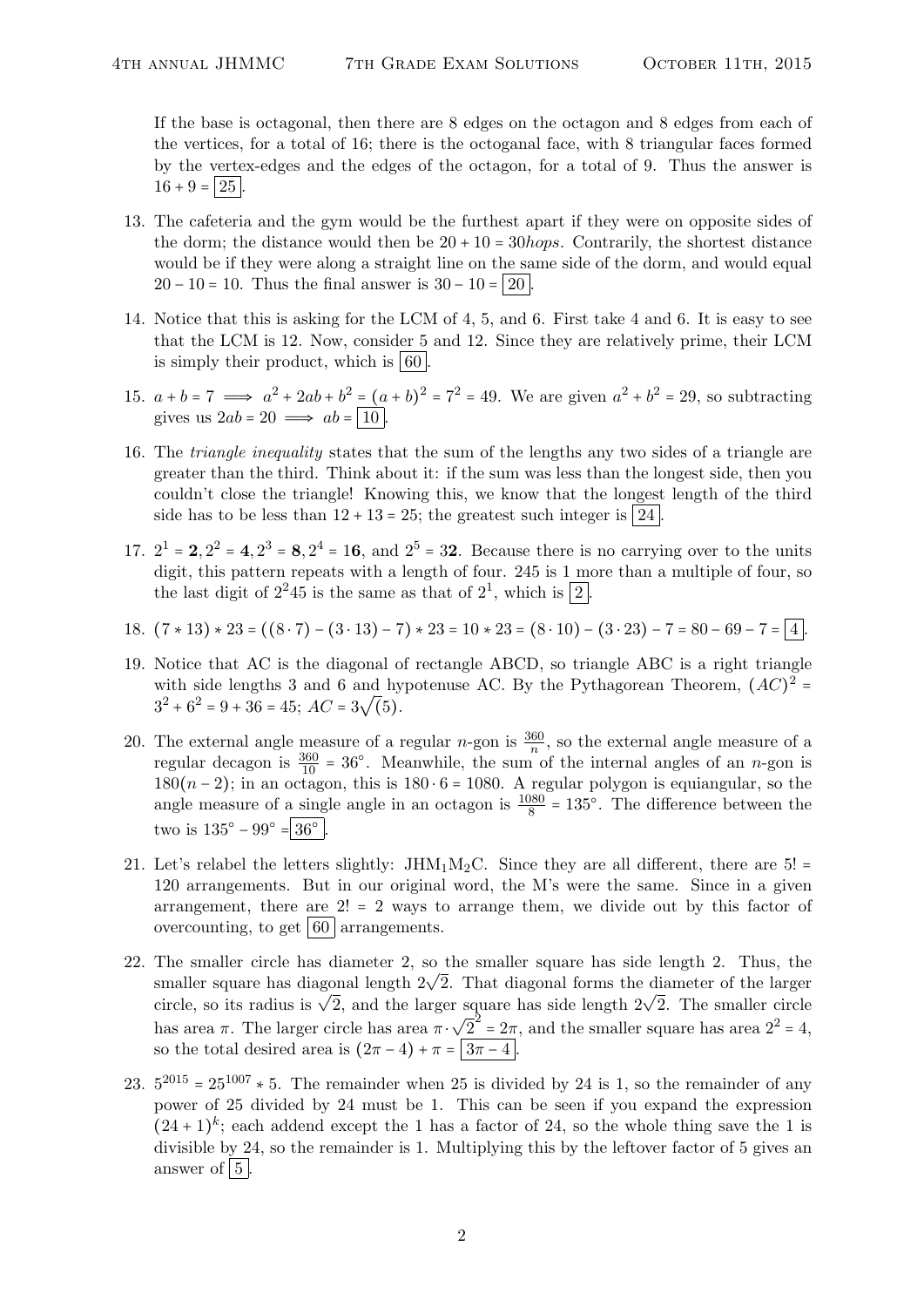If the base is octagonal, then there are 8 edges on the octagon and 8 edges from each of the vertices, for a total of 16; there is the octoganal face, with 8 triangular faces formed by the vertex-edges and the edges of the octagon, for a total of 9. Thus the answer is $16 + 9 = \boxed{25}$.

13. The cafeteria and the gym would be the furthest apart if they were on opposite sides of the dorm; the distance would then be $20 + 10 = 30 hops$. Contrarily, the shortest distance would be if they were along a straight line on the same side of the dorm, and would equal $20 - 10 = 10$. Thus the final answer is $30 - 10 = \boxed{20}$.

14. Notice that this is asking for the LCM of 4, 5, and 6. First take 4 and 6. It is easy to see that the LCM is 12. Now, consider 5 and 12. Since they are relatively prime, their LCM is simply their product, which is $\boxed{60}$.

15. $a + b = 7 \implies a^2 + 2ab + b^2 = (a + b)^2 = 7^2 = 49$. We are given $a^2 + b^2 = 29$, so subtracting gives us $2ab = 20 \implies ab = \boxed{10}$.

16. The *triangle inequality* states that the sum of the lengths any two sides of a triangle are greater than the third. Think about it: if the sum was less than the longest side, then you couldn't close the triangle! Knowing this, we know that the longest length of the third side has to be less than $12 + 13 = 25$; the greatest such integer is $\boxed{24}$.

17. $2^1 = \mathbf{2}, 2^2 = \mathbf{4}, 2^3 = \mathbf{8}, 2^4 = 1\mathbf{6}$, and $2^5 = 3\mathbf{2}$. Because there is no carrying over to the units digit, this pattern repeats with a length of four. 245 is 1 more than a multiple of four, so the last digit of $2^245$ is the same as that of $2^1$, which is $\boxed{2}$.

18. $(7 * 13) * 23 = ((8 \cdot 7) - (3 \cdot 13) - 7) * 23 = 10 * 23 = (8 \cdot 10) - (3 \cdot 23) - 7 = 80 - 69 - 7 = \boxed{4}$.

19. Notice that AC is the diagonal of rectangle ABCD, so triangle ABC is a right triangle with side lengths 3 and 6 and hypotenuse AC. By the Pythagorean Theorem, $(AC)^2 = 3^2 + 6^2 = 9 + 36 = 45$; $AC = 3\sqrt(5)$.

20. The external angle measure of a regular $n$-gon is $\frac{360}{n}$, so the external angle measure of a regular decagon is $\frac{360}{10} = 36°$. Meanwhile, the sum of the internal angles of an $n$-gon is $180(n - 2)$; in an octagon, this is $180 \cdot 6 = 1080$. A regular polygon is equiangular, so the angle measure of a single angle in an octagon is $\frac{1080}{8} = 135°$. The difference between the two is $135° - 99° = \boxed{36°}$.

21. Let's relabel the letters slightly: $\text{JHM}_1\text{M}_2\text{C}$. Since they are all different, there are $5! = 120$ arrangements. But in our original word, the M's were the same. Since in a given arrangement, there are $2! = 2$ ways to arrange them, we divide out by this factor of overcounting, to get $\boxed{60}$ arrangements.

22. The smaller circle has diameter 2, so the smaller square has side length 2. Thus, the smaller square has diagonal length $2\sqrt{2}$. That diagonal forms the diameter of the larger circle, so its radius is $\sqrt{2}$, and the larger square has side length $2\sqrt{2}$. The smaller circle has area $\pi$. The larger circle has area $\pi \cdot \sqrt{2}^2 = 2\pi$, and the smaller square has area $2^2 = 4$, so the total desired area is $(2\pi - 4) + \pi = \boxed{3\pi - 4}$.

23. $5^{2015} = 25^{1007} * 5$. The remainder when 25 is divided by 24 is 1, so the remainder of any power of 25 divided by 24 must be 1. This can be seen if you expand the expression $(24 + 1)^k$; each addend except the 1 has a factor of 24, so the whole thing save the 1 is divisible by 24, so the remainder is 1. Multiplying this by the leftover factor of 5 gives an answer of $\boxed{5}$.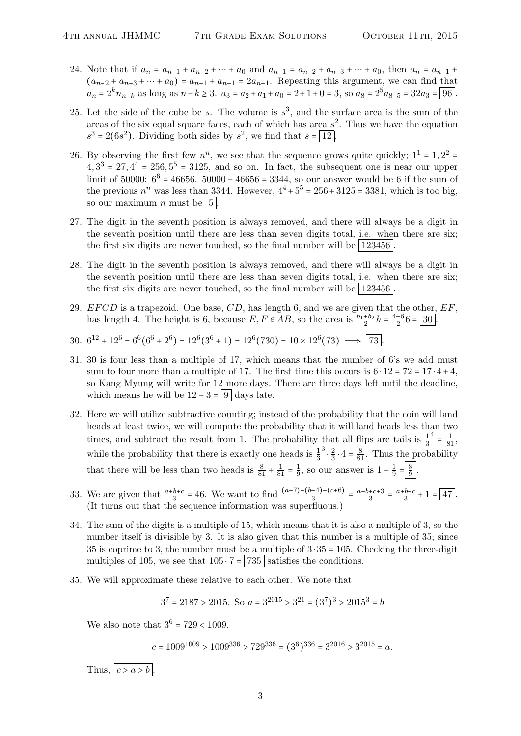24. Note that if $a_n = a_{n-1} + a_{n-2} + \cdots + a_0$ and $a_{n-1} = a_{n-2} + a_{n-3} + \cdots + a_0$, then $a_n = a_{n-1} + (a_{n-2} + a_{n-3} + \cdots + a_0) = a_{n-1} + a_{n-1} = 2a_{n-1}$. Repeating this argument, we can find that $a_n = 2^k n_{n-k}$ as long as $n - k \geq 3$. $a_3 = a_2 + a_1 + a_0 = 2 + 1 + 0 = 3$, so $a_8 = 2^5 a_{8-5} = 32a_3 = \boxed{96}$.

25. Let the side of the cube be $s$. The volume is $s^3$, and the surface area is the sum of the areas of the six equal square faces, each of which has area $s^2$. Thus we have the equation $s^3 = 2(6s^2)$. Dividing both sides by $s^2$, we find that $s = \boxed{12}$.

26. By observing the first few $n^n$, we see that the sequence grows quite quickly; $1^1 = 1, 2^2 = 4, 3^3 = 27, 4^4 = 256, 5^5 = 3125$, and so on. In fact, the subsequent one is near our upper limit of 50000: $6^6 = 46656$. $50000 - 46656 = 3344$, so our answer would be 6 if the sum of the previous $n^n$ was less than 3344. However, $4^4 + 5^5 = 256 + 3125 = 3381$, which is too big, so our maximum $n$ must be $\boxed{5}$.

27. The digit in the seventh position is always removed, and there will always be a digit in the seventh position until there are less than seven digits total, i.e. when there are six; the first six digits are never touched, so the final number will be $\boxed{123456}$.

28. The digit in the seventh position is always removed, and there will always be a digit in the seventh position until there are less than seven digits total, i.e. when there are six; the first six digits are never touched, so the final number will be $\boxed{123456}$.

29. $EFCD$ is a trapezoid. One base, $CD$, has length 6, and we are given that the other, $EF$, has length 4. The height is 6, because $E, F \in AB$, so the area is $\frac{b_1+b_2}{2}h = \frac{4+6}{2}6 = \boxed{30}$.

30. $6^{12} + 12^6 = 6^6(6^6 + 2^6) = 12^6(3^6 + 1) = 12^6(730) = 10 \times 12^6(73) \implies \boxed{73}$.

31. 30 is four less than a multiple of 17, which means that the number of 6's we add must sum to four more than a multiple of 17. The first time this occurs is $6 \cdot 12 = 72 = 17 \cdot 4 + 4$, so Kang Myung will write for 12 more days. There are three days left until the deadline, which means he will be $12 - 3 = \boxed{9}$ days late.

32. Here we will utilize subtractive counting; instead of the probability that the coin will land heads at least twice, we will compute the probability that it will land heads less than two times, and subtract the result from 1. The probability that all flips are tails is $\frac{1}{3}^4 = \frac{1}{81}$, while the probability that there is exactly one heads is $\frac{1}{3}^3 \cdot \frac{2}{3} \cdot 4 = \frac{8}{81}$. Thus the probability that there will be less than two heads is $\frac{8}{81} + \frac{1}{81} = \frac{1}{9}$, so our answer is $1 - \frac{1}{9} = \boxed{\frac{8}{9}}$.

33. We are given that $\frac{a+b+c}{3} = 46$. We want to find $\frac{(a-7)+(b+4)+(c+6)}{3} = \frac{a+b+c+3}{3} = \frac{a+b+c}{3} + 1 = \boxed{47}$. (It turns out that the sequence information was superfluous.)

34. The sum of the digits is a multiple of 15, which means that it is also a multiple of 3, so the number itself is divisible by 3. It is also given that this number is a multiple of 35; since 35 is coprime to 3, the number must be a multiple of $3 \cdot 35 = 105$. Checking the three-digit multiples of 105, we see that $105 \cdot 7 = \boxed{735}$ satisfies the conditions.

35. We will approximate these relative to each other. We note that

$$3^7 = 2187 > 2015. \text{ So } a = 3^{2015} > 3^{21} = (3^7)^3 > 2015^3 = b$$

We also note that $3^6 = 729 < 1009$.

$$c = 1009^{1009} > 1009^{336} > 729^{336} = (3^6)^{336} = 3^{2016} > 3^{2015} = a.$$

Thus, $\boxed{c > a > b}$.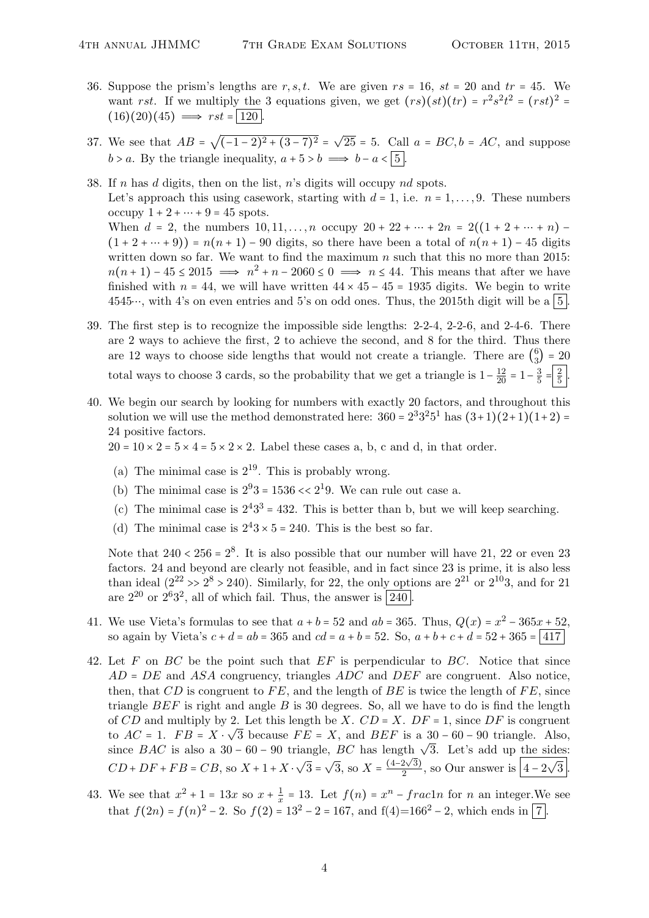36. Suppose the prism's lengths are $r, s, t$. We are given $rs = 16$, $st = 20$ and $tr = 45$. We want $rst$. If we multiply the 3 equations given, we get $(rs)(st)(tr) = r^2s^2t^2 = (rst)^2 = (16)(20)(45) \implies rst = \boxed{120}$.

37. We see that $AB = \sqrt{(-1-2)^2 + (3-7)^2} = \sqrt{25} = 5$. Call $a = BC, b = AC$, and suppose $b > a$. By the triangle inequality, $a + 5 > b \implies b - a < \boxed{5}$.

38. If $n$ has $d$ digits, then on the list, $n$'s digits will occupy $nd$ spots.
Let's approach this using casework, starting with $d = 1$, i.e. $n = 1, \dots, 9$. These numbers occupy $1 + 2 + \cdots + 9 = 45$ spots.
When $d = 2$, the numbers $10, 11, \dots, n$ occupy $20 + 22 + \cdots + 2n = 2((1 + 2 + \cdots + n) - (1 + 2 + \cdots + 9)) = n(n+1) - 90$ digits, so there have been a total of $n(n+1) - 45$ digits written down so far. We want to find the maximum $n$ such that this no more than 2015: $n(n+1) - 45 \le 2015 \implies n^2 + n - 2060 \le 0 \implies n \le 44$. This means that after we have finished with $n = 44$, we will have written $44 \times 45 - 45 = 1935$ digits. We begin to write $4545\cdots$, with 4's on even entries and 5's on odd ones. Thus, the 2015th digit will be a $\boxed{5}$.

39. The first step is to recognize the impossible side lengths: 2-2-4, 2-2-6, and 2-4-6. There are 2 ways to achieve the first, 2 to achieve the second, and 8 for the third. Thus there are 12 ways to choose side lengths that would not create a triangle. There are $\binom{6}{3} = 20$ total ways to choose 3 cards, so the probability that we get a triangle is $1 - \frac{12}{20} = 1 - \frac{3}{5} = \boxed{\frac{2}{5}}$.

40. We begin our search by looking for numbers with exactly 20 factors, and throughout this solution we will use the method demonstrated here: $360 = 2^3 3^2 5^1$ has $(3+1)(2+1)(1+2) = 24$ positive factors.
$20 = 10 \times 2 = 5 \times 4 = 5 \times 2 \times 2$. Label these cases a, b, c and d, in that order.

    (a) The minimal case is $2^{19}$. This is probably wrong.
    (b) The minimal case is $2^9 3 = 1536 << 2^1 9$. We can rule out case a.
    (c) The minimal case is $2^4 3^3 = 432$. This is better than b, but we will keep searching.
    (d) The minimal case is $2^4 3 \times 5 = 240$. This is the best so far.

    Note that $240 < 256 = 2^8$. It is also possible that our number will have 21, 22 or even 23 factors. 24 and beyond are clearly not feasible, and in fact since 23 is prime, it is also less than ideal ($2^{22} >> 2^8 > 240$). Similarly, for 22, the only options are $2^{21}$ or $2^{10}3$, and for 21 are $2^{20}$ or $2^6 3^2$, all of which fail. Thus, the answer is $\boxed{240}$.

41. We use Vieta's formulas to see that $a + b = 52$ and $ab = 365$. Thus, $Q(x) = x^2 - 365x + 52$, so again by Vieta's $c + d = ab = 365$ and $cd = a + b = 52$. So, $a + b + c + d = 52 + 365 = \boxed{417}$

42. Let $F$ on $BC$ be the point such that $EF$ is perpendicular to $BC$. Notice that since $AD = DE$ and $ASA$ congruency, triangles $ADC$ and $DEF$ are congruent. Also notice, then, that $CD$ is congruent to $FE$, and the length of $BE$ is twice the length of $FE$, since triangle $BEF$ is right and angle $B$ is 30 degrees. So, all we have to do is find the length of $CD$ and multiply by 2. Let this length be $X$. $CD = X$. $DF = 1$, since $DF$ is congruent to $AC = 1$. $FB = X \cdot \sqrt{3}$ because $FE = X$, and $BEF$ is a $30-60-90$ triangle. Also, since $BAC$ is also a $30-60-90$ triangle, $BC$ has length $\sqrt{3}$. Let's add up the sides: $CD + DF + FB = CB$, so $X + 1 + X \cdot \sqrt{3} = \sqrt{3}$, so $X = \frac{(4-2\sqrt{3})}{2}$, so Our answer is $\boxed{4 - 2\sqrt{3}}$.

43. We see that $x^2 + 1 = 13x$ so $x + \frac{1}{x} = 13$. Let $f(n) = x^n - frac1n$ for $n$ an integer.We see that $f(2n) = f(n)^2 - 2$. So $f(2) = 13^2 - 2 = 167$, and f(4)=$166^2 - 2$, which ends in $\boxed{7}$.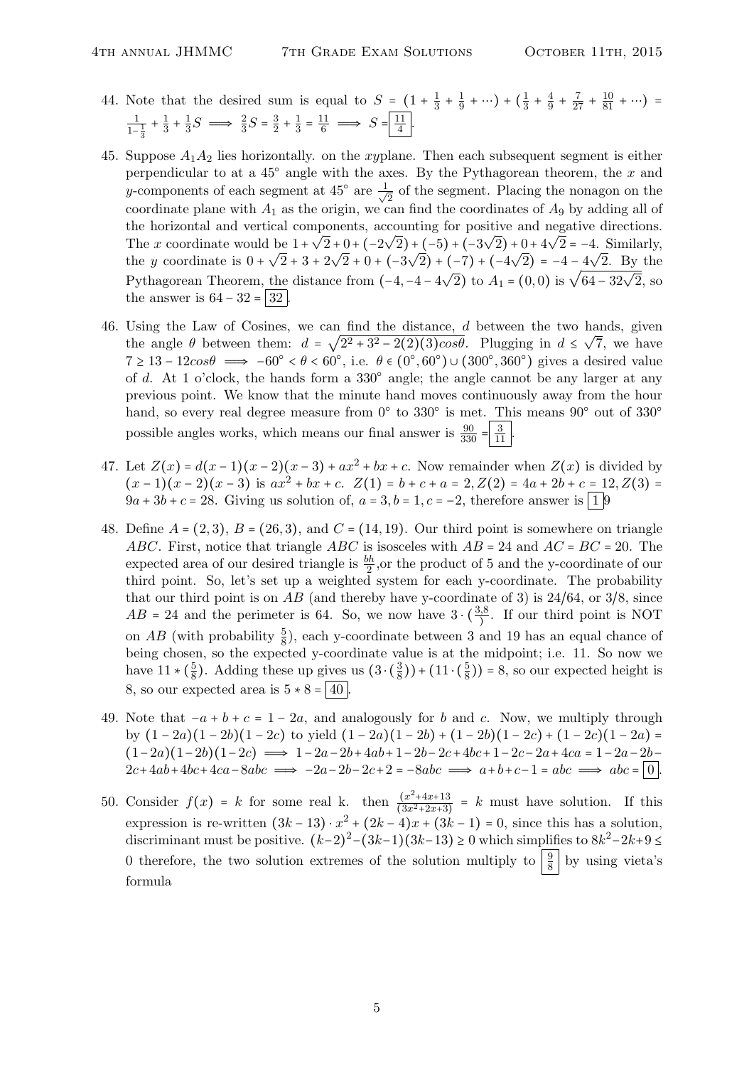44. Note that the desired sum is equal to $S = (1 + \frac{1}{3} + \frac{1}{9} + \cdots) + (\frac{1}{3} + \frac{4}{9} + \frac{7}{27} + \frac{10}{81} + \cdots) = \frac{1}{1-\frac{1}{3}} + \frac{1}{3} + \frac{1}{3}S \implies \frac{2}{3}S = \frac{3}{2} + \frac{1}{3} = \frac{11}{6} \implies S = \boxed{\frac{11}{4}}$.

45. Suppose $A_1A_2$ lies horizontally. on the $xy$plane. Then each subsequent segment is either perpendicular to at a $45^\circ$ angle with the axes. By the Pythagorean theorem, the $x$ and $y$-components of each segment at $45^\circ$ are $\frac{1}{\sqrt{2}}$ of the segment. Placing the nonagon on the coordinate plane with $A_1$ as the origin, we can find the coordinates of $A_9$ by adding all of the horizontal and vertical components, accounting for positive and negative directions. The $x$ coordinate would be $1 + \sqrt{2} + 0 + (-2\sqrt{2}) + (-5) + (-3\sqrt{2}) + 0 + 4\sqrt{2} = -4$. Similarly, the $y$ coordinate is $0 + \sqrt{2} + 3 + 2\sqrt{2} + 0 + (-3\sqrt{2}) + (-7) + (-4\sqrt{2}) = -4 - 4\sqrt{2}$. By the Pythagorean Theorem, the distance from $(-4, -4 - 4\sqrt{2})$ to $A_1 = (0, 0)$ is $\sqrt{64 - 32\sqrt{2}}$, so the answer is $64 - 32 = \boxed{32}$.

46. Using the Law of Cosines, we can find the distance, $d$ between the two hands, given the angle $\theta$ between them: $d = \sqrt{2^2 + 3^2 - 2(2)(3)cos\theta}$. Plugging in $d \le \sqrt{7}$, we have $7 \ge 13 - 12cos\theta \implies -60^\circ < \theta < 60^\circ$, i.e. $\theta \in (0^\circ, 60^\circ) \cup (300^\circ, 360^\circ)$ gives a desired value of $d$. At 1 o'clock, the hands form a $330^\circ$ angle; the angle cannot be any larger at any previous point. We know that the minute hand moves continuously away from the hour hand, so every real degree measure from $0^\circ$ to $330^\circ$ is met. This means $90^\circ$ out of $330^\circ$ possible angles works, which means our final answer is $\frac{90}{330} = \boxed{\frac{3}{11}}$.

47. Let $Z(x) = d(x-1)(x-2)(x-3) + ax^2 + bx + c$. Now remainder when $Z(x)$ is divided by $(x-1)(x-2)(x-3)$ is $ax^2 + bx + c$. $Z(1) = b + c + a = 2, Z(2) = 4a + 2b + c = 12, Z(3) = 9a + 3b + c = 28$. Giving us solution of, $a = 3, b = 1, c = -2$, therefore answer is $\boxed{1}$9

48. Define $A = (2, 3)$, $B = (26, 3)$, and $C = (14, 19)$. Our third point is somewhere on triangle $ABC$. First, notice that triangle $ABC$ is isosceles with $AB = 24$ and $AC = BC = 20$. The expected area of our desired triangle is $\frac{bh}{2}$,or the product of 5 and the y-coordinate of our third point. So, let's set up a weighted system for each y-coordinate. The probability that our third point is on $AB$ (and thereby have y-coordinate of 3) is $24/64$, or $3/8$, since $AB = 24$ and the perimeter is 64. So, we now have $3 \cdot (\frac{3,8}{)}$. If our third point is NOT on $AB$ (with probability $\frac{5}{8}$), each y-coordinate between 3 and 19 has an equal chance of being chosen, so the expected y-coordinate value is at the midpoint; i.e. 11. So now we have $11 * (\frac{5}{8})$. Adding these up gives us $(3 \cdot (\frac{3}{8})) + (11 \cdot (\frac{5}{8})) = 8$, so our expected height is 8, so our expected area is $5 * 8 = \boxed{40}$.

49. Note that $-a + b + c = 1 - 2a$, and analogously for $b$ and $c$. Now, we multiply through by $(1-2a)(1-2b)(1-2c)$ to yield $(1-2a)(1-2b) + (1-2b)(1-2c) + (1-2c)(1-2a) = (1-2a)(1-2b)(1-2c) \implies 1-2a-2b+4ab+1-2b-2c+4bc+1-2c-2a+4ca = 1-2a-2b-2c+4ab+4bc+4ca-8abc \implies -2a-2b-2c+2 = -8abc \implies a+b+c-1 = abc \implies abc = \boxed{0}$.

50. Consider $f(x) = k$ for some real k. then $\frac{(x^2+4x+13}{(3x^2+2x+3)} = k$ must have solution. If this expression is re-written $(3k-13) \cdot x^2 + (2k-4)x + (3k-1) = 0$, since this has a solution, discriminant must be positive. $(k-2)^2 - (3k-1)(3k-13) \ge 0$ which simplifies to $8k^2 - 2k + 9 \le 0$ therefore, the two solution extremes of the solution multiply to $\boxed{\frac{9}{8}}$ by using vieta's formula